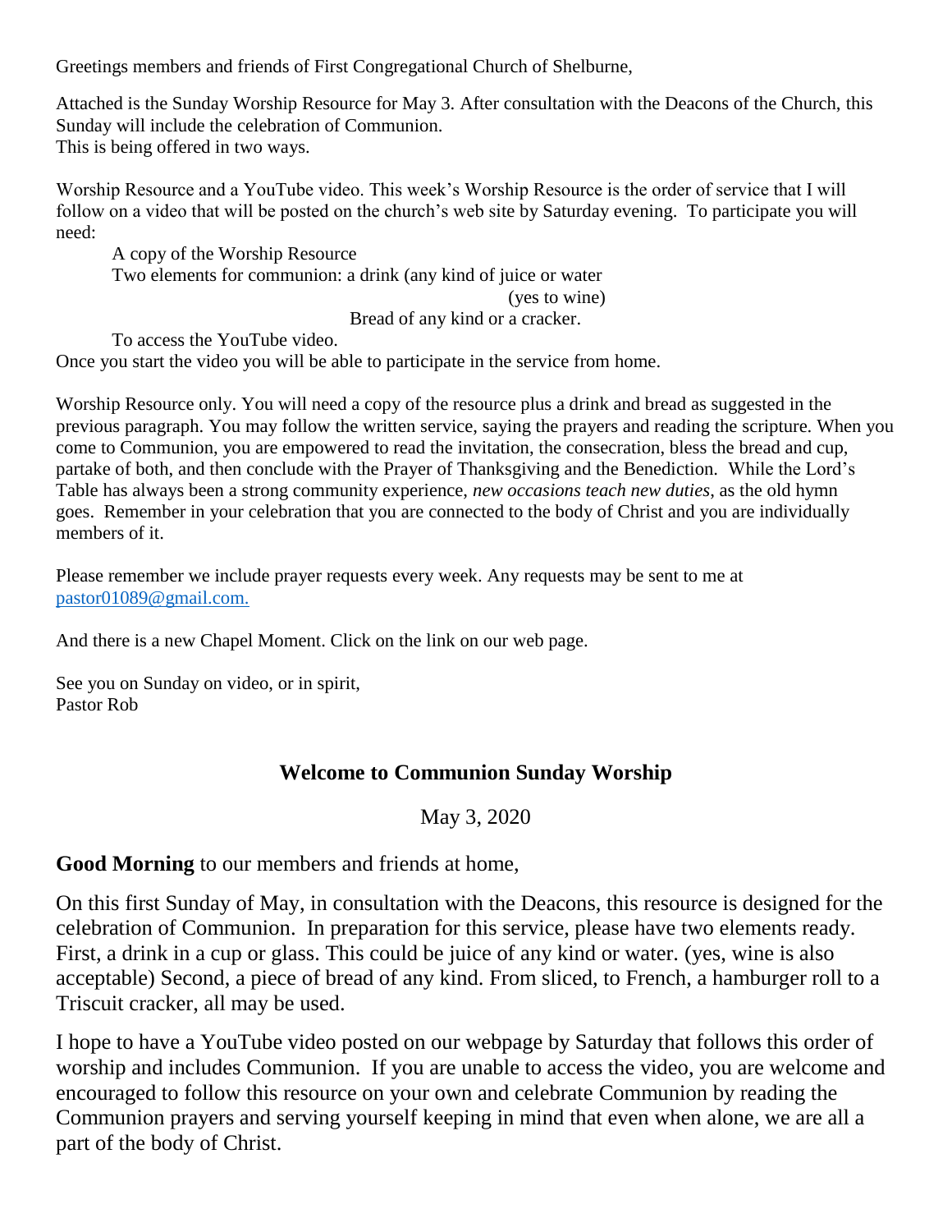Greetings members and friends of First Congregational Church of Shelburne,

Attached is the Sunday Worship Resource for May 3. After consultation with the Deacons of the Church, this Sunday will include the celebration of Communion.
This is being offered in two ways.

Worship Resource and a YouTube video. This week's Worship Resource is the order of service that I will follow on a video that will be posted on the church's web site by Saturday evening. To participate you will need:

A copy of the Worship Resource
Two elements for communion: a drink (any kind of juice or water (yes to wine)
Bread of any kind or a cracker.
To access the YouTube video.

Once you start the video you will be able to participate in the service from home.

Worship Resource only. You will need a copy of the resource plus a drink and bread as suggested in the previous paragraph. You may follow the written service, saying the prayers and reading the scripture. When you come to Communion, you are empowered to read the invitation, the consecration, bless the bread and cup, partake of both, and then conclude with the Prayer of Thanksgiving and the Benediction. While the Lord's Table has always been a strong community experience, *new occasions teach new duties*, as the old hymn goes. Remember in your celebration that you are connected to the body of Christ and you are individually members of it.

Please remember we include prayer requests every week. Any requests may be sent to me at pastor01089@gmail.com.

And there is a new Chapel Moment. Click on the link on our web page.

See you on Sunday on video, or in spirit,
Pastor Rob

## Welcome to Communion Sunday Worship

May 3, 2020

**Good Morning** to our members and friends at home,

On this first Sunday of May, in consultation with the Deacons, this resource is designed for the celebration of Communion. In preparation for this service, please have two elements ready. First, a drink in a cup or glass. This could be juice of any kind or water. (yes, wine is also acceptable) Second, a piece of bread of any kind. From sliced, to French, a hamburger roll to a Triscuit cracker, all may be used.

I hope to have a YouTube video posted on our webpage by Saturday that follows this order of worship and includes Communion. If you are unable to access the video, you are welcome and encouraged to follow this resource on your own and celebrate Communion by reading the Communion prayers and serving yourself keeping in mind that even when alone, we are all a part of the body of Christ.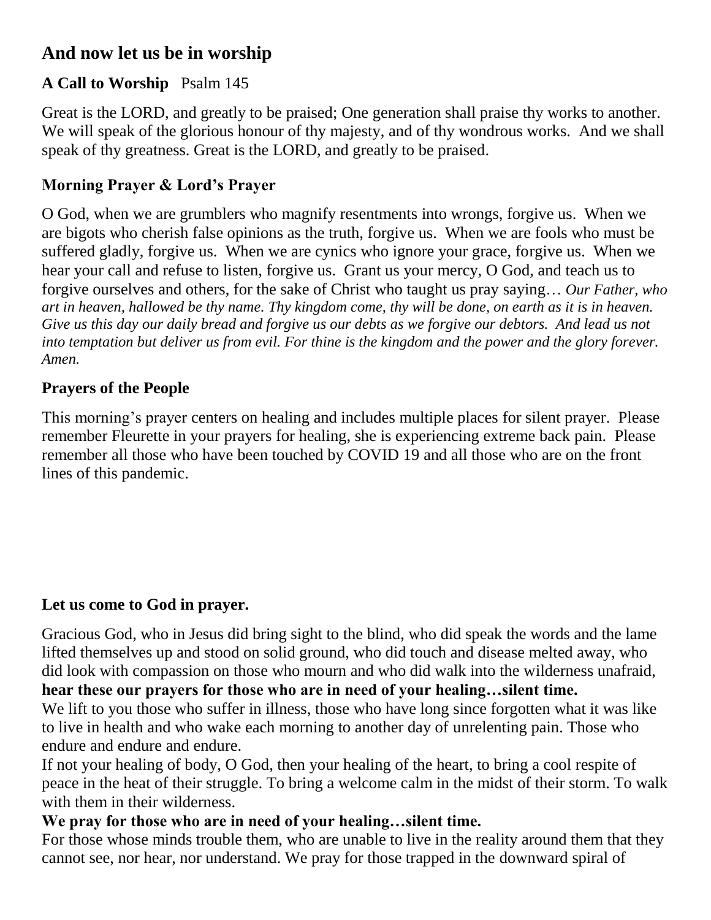## And now let us be in worship

**A Call to Worship** Psalm 145

Great is the LORD, and greatly to be praised; One generation shall praise thy works to another. We will speak of the glorious honour of thy majesty, and of thy wondrous works. And we shall speak of thy greatness. Great is the LORD, and greatly to be praised.

**Morning Prayer & Lord's Prayer**

O God, when we are grumblers who magnify resentments into wrongs, forgive us. When we are bigots who cherish false opinions as the truth, forgive us. When we are fools who must be suffered gladly, forgive us. When we are cynics who ignore your grace, forgive us. When we hear your call and refuse to listen, forgive us. Grant us your mercy, O God, and teach us to forgive ourselves and others, for the sake of Christ who taught us pray saying… *Our Father, who art in heaven, hallowed be thy name. Thy kingdom come, thy will be done, on earth as it is in heaven. Give us this day our daily bread and forgive us our debts as we forgive our debtors. And lead us not into temptation but deliver us from evil. For thine is the kingdom and the power and the glory forever. Amen.*

**Prayers of the People**

This morning's prayer centers on healing and includes multiple places for silent prayer. Please remember Fleurette in your prayers for healing, she is experiencing extreme back pain. Please remember all those who have been touched by COVID 19 and all those who are on the front lines of this pandemic.

**Let us come to God in prayer.**

Gracious God, who in Jesus did bring sight to the blind, who did speak the words and the lame lifted themselves up and stood on solid ground, who did touch and disease melted away, who did look with compassion on those who mourn and who did walk into the wilderness unafraid, **hear these our prayers for those who are in need of your healing…silent time.**

We lift to you those who suffer in illness, those who have long since forgotten what it was like to live in health and who wake each morning to another day of unrelenting pain. Those who endure and endure and endure.

If not your healing of body, O God, then your healing of the heart, to bring a cool respite of peace in the heat of their struggle. To bring a welcome calm in the midst of their storm. To walk with them in their wilderness.

**We pray for those who are in need of your healing…silent time.**

For those whose minds trouble them, who are unable to live in the reality around them that they cannot see, nor hear, nor understand. We pray for those trapped in the downward spiral of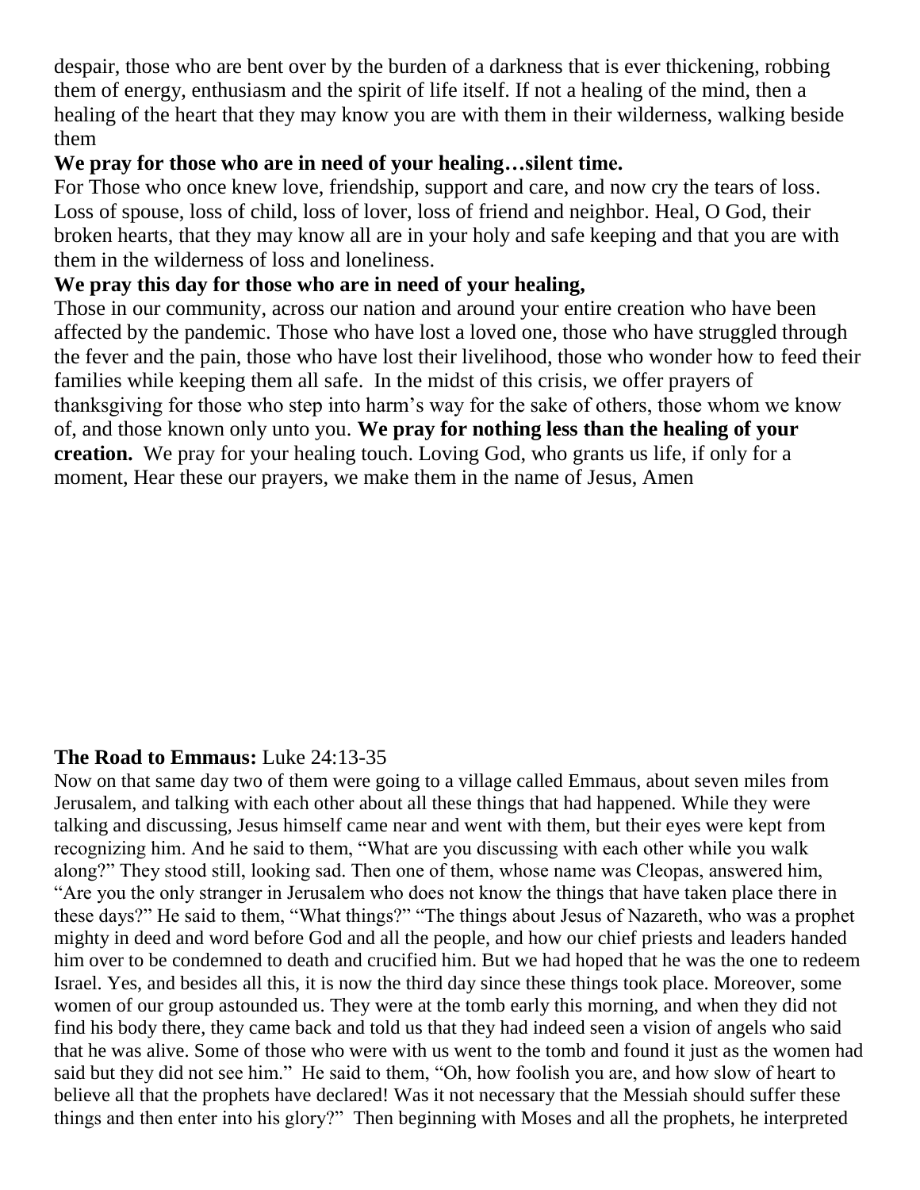despair, those who are bent over by the burden of a darkness that is ever thickening, robbing them of energy, enthusiasm and the spirit of life itself. If not a healing of the mind, then a healing of the heart that they may know you are with them in their wilderness, walking beside them

**We pray for those who are in need of your healing…silent time.**

For Those who once knew love, friendship, support and care, and now cry the tears of loss. Loss of spouse, loss of child, loss of lover, loss of friend and neighbor. Heal, O God, their broken hearts, that they may know all are in your holy and safe keeping and that you are with them in the wilderness of loss and loneliness.

**We pray this day for those who are in need of your healing,**

Those in our community, across our nation and around your entire creation who have been affected by the pandemic. Those who have lost a loved one, those who have struggled through the fever and the pain, those who have lost their livelihood, those who wonder how to feed their families while keeping them all safe. In the midst of this crisis, we offer prayers of thanksgiving for those who step into harm's way for the sake of others, those whom we know of, and those known only unto you. **We pray for nothing less than the healing of your creation.** We pray for your healing touch. Loving God, who grants us life, if only for a moment, Hear these our prayers, we make them in the name of Jesus, Amen

**The Road to Emmaus:** Luke 24:13-35

Now on that same day two of them were going to a village called Emmaus, about seven miles from Jerusalem, and talking with each other about all these things that had happened. While they were talking and discussing, Jesus himself came near and went with them, but their eyes were kept from recognizing him. And he said to them, "What are you discussing with each other while you walk along?" They stood still, looking sad. Then one of them, whose name was Cleopas, answered him, "Are you the only stranger in Jerusalem who does not know the things that have taken place there in these days?" He said to them, "What things?" "The things about Jesus of Nazareth, who was a prophet mighty in deed and word before God and all the people, and how our chief priests and leaders handed him over to be condemned to death and crucified him. But we had hoped that he was the one to redeem Israel. Yes, and besides all this, it is now the third day since these things took place. Moreover, some women of our group astounded us. They were at the tomb early this morning, and when they did not find his body there, they came back and told us that they had indeed seen a vision of angels who said that he was alive. Some of those who were with us went to the tomb and found it just as the women had said but they did not see him." He said to them, "Oh, how foolish you are, and how slow of heart to believe all that the prophets have declared! Was it not necessary that the Messiah should suffer these things and then enter into his glory?" Then beginning with Moses and all the prophets, he interpreted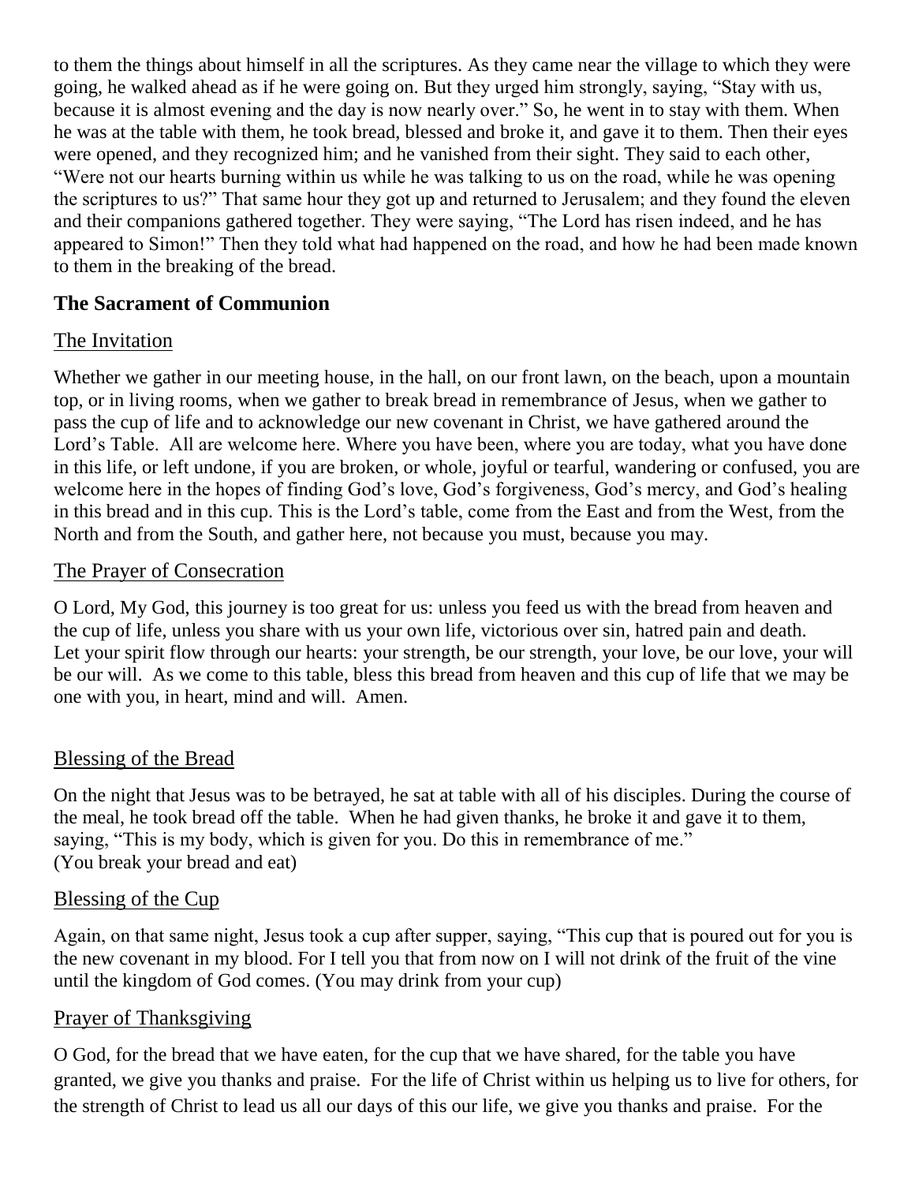to them the things about himself in all the scriptures. As they came near the village to which they were going, he walked ahead as if he were going on. But they urged him strongly, saying, "Stay with us, because it is almost evening and the day is now nearly over." So, he went in to stay with them. When he was at the table with them, he took bread, blessed and broke it, and gave it to them. Then their eyes were opened, and they recognized him; and he vanished from their sight. They said to each other, "Were not our hearts burning within us while he was talking to us on the road, while he was opening the scriptures to us?" That same hour they got up and returned to Jerusalem; and they found the eleven and their companions gathered together. They were saying, "The Lord has risen indeed, and he has appeared to Simon!" Then they told what had happened on the road, and how he had been made known to them in the breaking of the bread.

## The Sacrament of Communion

### The Invitation

Whether we gather in our meeting house, in the hall, on our front lawn, on the beach, upon a mountain top, or in living rooms, when we gather to break bread in remembrance of Jesus, when we gather to pass the cup of life and to acknowledge our new covenant in Christ, we have gathered around the Lord's Table. All are welcome here. Where you have been, where you are today, what you have done in this life, or left undone, if you are broken, or whole, joyful or tearful, wandering or confused, you are welcome here in the hopes of finding God's love, God's forgiveness, God's mercy, and God's healing in this bread and in this cup. This is the Lord's table, come from the East and from the West, from the North and from the South, and gather here, not because you must, because you may.

### The Prayer of Consecration

O Lord, My God, this journey is too great for us: unless you feed us with the bread from heaven and the cup of life, unless you share with us your own life, victorious over sin, hatred pain and death. Let your spirit flow through our hearts: your strength, be our strength, your love, be our love, your will be our will. As we come to this table, bless this bread from heaven and this cup of life that we may be one with you, in heart, mind and will. Amen.

### Blessing of the Bread

On the night that Jesus was to be betrayed, he sat at table with all of his disciples. During the course of the meal, he took bread off the table. When he had given thanks, he broke it and gave it to them, saying, "This is my body, which is given for you. Do this in remembrance of me."
(You break your bread and eat)

### Blessing of the Cup

Again, on that same night, Jesus took a cup after supper, saying, "This cup that is poured out for you is the new covenant in my blood. For I tell you that from now on I will not drink of the fruit of the vine until the kingdom of God comes. (You may drink from your cup)

### Prayer of Thanksgiving

O God, for the bread that we have eaten, for the cup that we have shared, for the table you have granted, we give you thanks and praise. For the life of Christ within us helping us to live for others, for the strength of Christ to lead us all our days of this our life, we give you thanks and praise. For the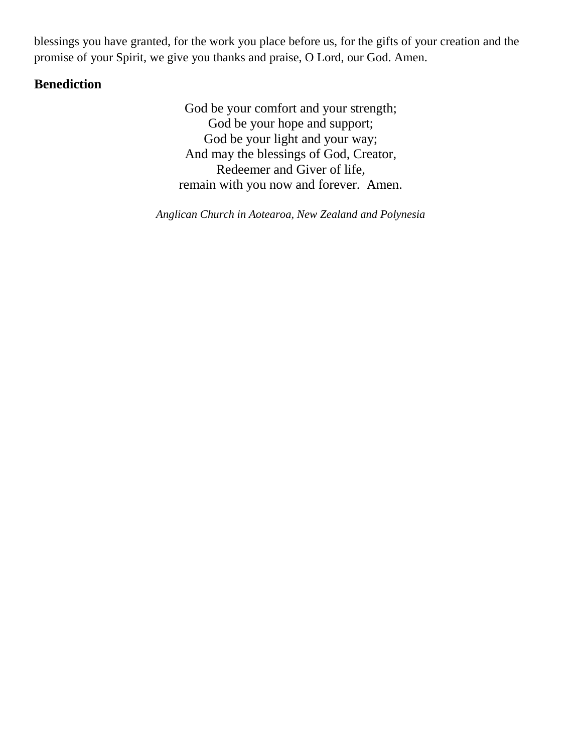blessings you have granted, for the work you place before us, for the gifts of your creation and the promise of your Spirit, we give you thanks and praise, O Lord, our God. Amen.

**Benediction**

God be your comfort and your strength;  
God be your hope and support;  
God be your light and your way;  
And may the blessings of God, Creator,  
Redeemer and Giver of life,  
remain with you now and forever. Amen.

*Anglican Church in Aotearoa, New Zealand and Polynesia*